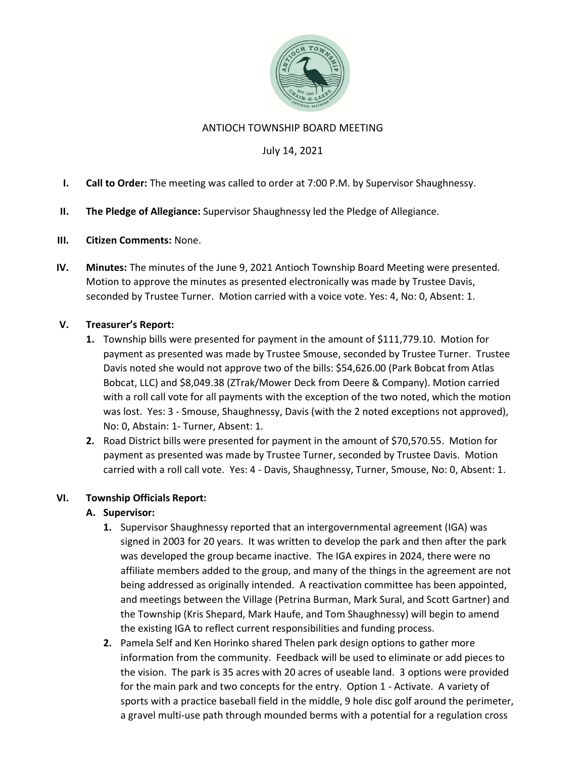# ANTIOCH TOWNSHIP BOARD MEETING

July 14, 2021

**I. Call to Order:** The meeting was called to order at 7:00 P.M. by Supervisor Shaughnessy.

**II. The Pledge of Allegiance:** Supervisor Shaughnessy led the Pledge of Allegiance.

**III. Citizen Comments:** None.

**IV. Minutes:** The minutes of the June 9, 2021 Antioch Township Board Meeting were presented. Motion to approve the minutes as presented electronically was made by Trustee Davis, seconded by Trustee Turner. Motion carried with a voice vote. Yes: 4, No: 0, Absent: 1.

**V. Treasurer's Report:**

1. Township bills were presented for payment in the amount of $111,779.10. Motion for payment as presented was made by Trustee Smouse, seconded by Trustee Turner. Trustee Davis noted she would not approve two of the bills: $54,626.00 (Park Bobcat from Atlas Bobcat, LLC) and $8,049.38 (ZTrak/Mower Deck from Deere & Company). Motion carried with a roll call vote for all payments with the exception of the two noted, which the motion was lost. Yes: 3 - Smouse, Shaughnessy, Davis (with the 2 noted exceptions not approved), No: 0, Abstain: 1- Turner, Absent: 1.
2. Road District bills were presented for payment in the amount of $70,570.55. Motion for payment as presented was made by Trustee Turner, seconded by Trustee Davis. Motion carried with a roll call vote. Yes: 4 - Davis, Shaughnessy, Turner, Smouse, No: 0, Absent: 1.

**VI. Township Officials Report:**

**A. Supervisor:**

1. Supervisor Shaughnessy reported that an intergovernmental agreement (IGA) was signed in 2003 for 20 years. It was written to develop the park and then after the park was developed the group became inactive. The IGA expires in 2024, there were no affiliate members added to the group, and many of the things in the agreement are not being addressed as originally intended. A reactivation committee has been appointed, and meetings between the Village (Petrina Burman, Mark Sural, and Scott Gartner) and the Township (Kris Shepard, Mark Haufe, and Tom Shaughnessy) will begin to amend the existing IGA to reflect current responsibilities and funding process.
2. Pamela Self and Ken Horinko shared Thelen park design options to gather more information from the community. Feedback will be used to eliminate or add pieces to the vision. The park is 35 acres with 20 acres of useable land. 3 options were provided for the main park and two concepts for the entry. Option 1 - Activate. A variety of sports with a practice baseball field in the middle, 9 hole disc golf around the perimeter, a gravel multi-use path through mounded berms with a potential for a regulation cross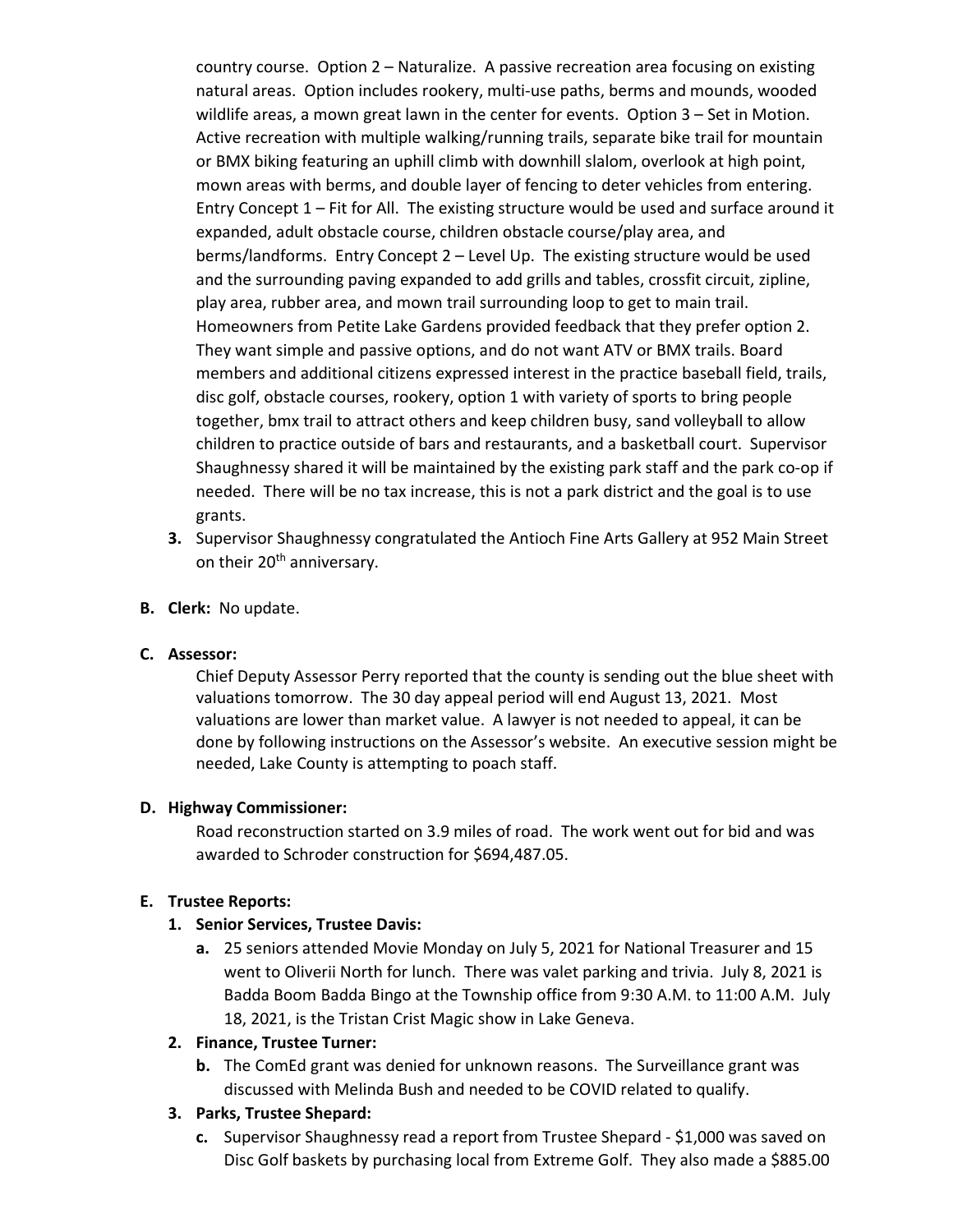country course. Option 2 – Naturalize. A passive recreation area focusing on existing natural areas. Option includes rookery, multi-use paths, berms and mounds, wooded wildlife areas, a mown great lawn in the center for events. Option 3 – Set in Motion. Active recreation with multiple walking/running trails, separate bike trail for mountain or BMX biking featuring an uphill climb with downhill slalom, overlook at high point, mown areas with berms, and double layer of fencing to deter vehicles from entering. Entry Concept 1 – Fit for All. The existing structure would be used and surface around it expanded, adult obstacle course, children obstacle course/play area, and berms/landforms. Entry Concept 2 – Level Up. The existing structure would be used and the surrounding paving expanded to add grills and tables, crossfit circuit, zipline, play area, rubber area, and mown trail surrounding loop to get to main trail. Homeowners from Petite Lake Gardens provided feedback that they prefer option 2. They want simple and passive options, and do not want ATV or BMX trails. Board members and additional citizens expressed interest in the practice baseball field, trails, disc golf, obstacle courses, rookery, option 1 with variety of sports to bring people together, bmx trail to attract others and keep children busy, sand volleyball to allow children to practice outside of bars and restaurants, and a basketball court. Supervisor Shaughnessy shared it will be maintained by the existing park staff and the park co-op if needed. There will be no tax increase, this is not a park district and the goal is to use grants.

3. Supervisor Shaughnessy congratulated the Antioch Fine Arts Gallery at 952 Main Street on their 20th anniversary.

**B. Clerk:** No update.

**C. Assessor:**

Chief Deputy Assessor Perry reported that the county is sending out the blue sheet with valuations tomorrow. The 30 day appeal period will end August 13, 2021. Most valuations are lower than market value. A lawyer is not needed to appeal, it can be done by following instructions on the Assessor's website. An executive session might be needed, Lake County is attempting to poach staff.

**D. Highway Commissioner:**

Road reconstruction started on 3.9 miles of road. The work went out for bid and was awarded to Schroder construction for $694,487.05.

**E. Trustee Reports:**

1. **Senior Services, Trustee Davis:**
   a. 25 seniors attended Movie Monday on July 5, 2021 for National Treasurer and 15 went to Oliverii North for lunch. There was valet parking and trivia. July 8, 2021 is Badda Boom Badda Bingo at the Township office from 9:30 A.M. to 11:00 A.M. July 18, 2021, is the Tristan Crist Magic show in Lake Geneva.
2. **Finance, Trustee Turner:**
   b. The ComEd grant was denied for unknown reasons. The Surveillance grant was discussed with Melinda Bush and needed to be COVID related to qualify.
3. **Parks, Trustee Shepard:**
   c. Supervisor Shaughnessy read a report from Trustee Shepard - $1,000 was saved on Disc Golf baskets by purchasing local from Extreme Golf. They also made a $885.00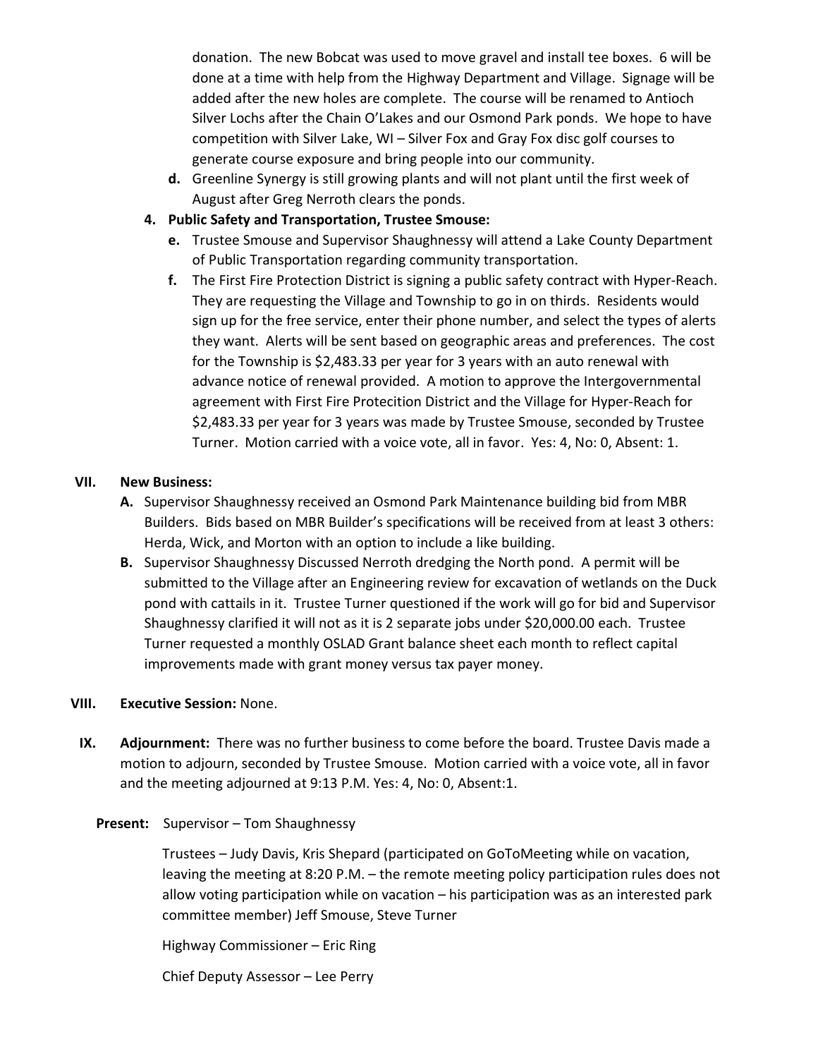donation. The new Bobcat was used to move gravel and install tee boxes. 6 will be done at a time with help from the Highway Department and Village. Signage will be added after the new holes are complete. The course will be renamed to Antioch Silver Lochs after the Chain O'Lakes and our Osmond Park ponds. We hope to have competition with Silver Lake, WI – Silver Fox and Gray Fox disc golf courses to generate course exposure and bring people into our community.

**d.** Greenline Synergy is still growing plants and will not plant until the first week of August after Greg Nerroth clears the ponds.

**4. Public Safety and Transportation, Trustee Smouse:**

**e.** Trustee Smouse and Supervisor Shaughnessy will attend a Lake County Department of Public Transportation regarding community transportation.

**f.** The First Fire Protection District is signing a public safety contract with Hyper-Reach. They are requesting the Village and Township to go in on thirds. Residents would sign up for the free service, enter their phone number, and select the types of alerts they want. Alerts will be sent based on geographic areas and preferences. The cost for the Township is $2,483.33 per year for 3 years with an auto renewal with advance notice of renewal provided. A motion to approve the Intergovernmental agreement with First Fire Protecition District and the Village for Hyper-Reach for $2,483.33 per year for 3 years was made by Trustee Smouse, seconded by Trustee Turner. Motion carried with a voice vote, all in favor. Yes: 4, No: 0, Absent: 1.

**VII. New Business:**

**A.** Supervisor Shaughnessy received an Osmond Park Maintenance building bid from MBR Builders. Bids based on MBR Builder's specifications will be received from at least 3 others: Herda, Wick, and Morton with an option to include a like building.

**B.** Supervisor Shaughnessy Discussed Nerroth dredging the North pond. A permit will be submitted to the Village after an Engineering review for excavation of wetlands on the Duck pond with cattails in it. Trustee Turner questioned if the work will go for bid and Supervisor Shaughnessy clarified it will not as it is 2 separate jobs under $20,000.00 each. Trustee Turner requested a monthly OSLAD Grant balance sheet each month to reflect capital improvements made with grant money versus tax payer money.

**VIII. Executive Session:** None.

**IX. Adjournment:** There was no further business to come before the board. Trustee Davis made a motion to adjourn, seconded by Trustee Smouse. Motion carried with a voice vote, all in favor and the meeting adjourned at 9:13 P.M. Yes: 4, No: 0, Absent:1.

**Present:** Supervisor – Tom Shaughnessy

Trustees – Judy Davis, Kris Shepard (participated on GoToMeeting while on vacation, leaving the meeting at 8:20 P.M. – the remote meeting policy participation rules does not allow voting participation while on vacation – his participation was as an interested park committee member) Jeff Smouse, Steve Turner

Highway Commissioner – Eric Ring

Chief Deputy Assessor – Lee Perry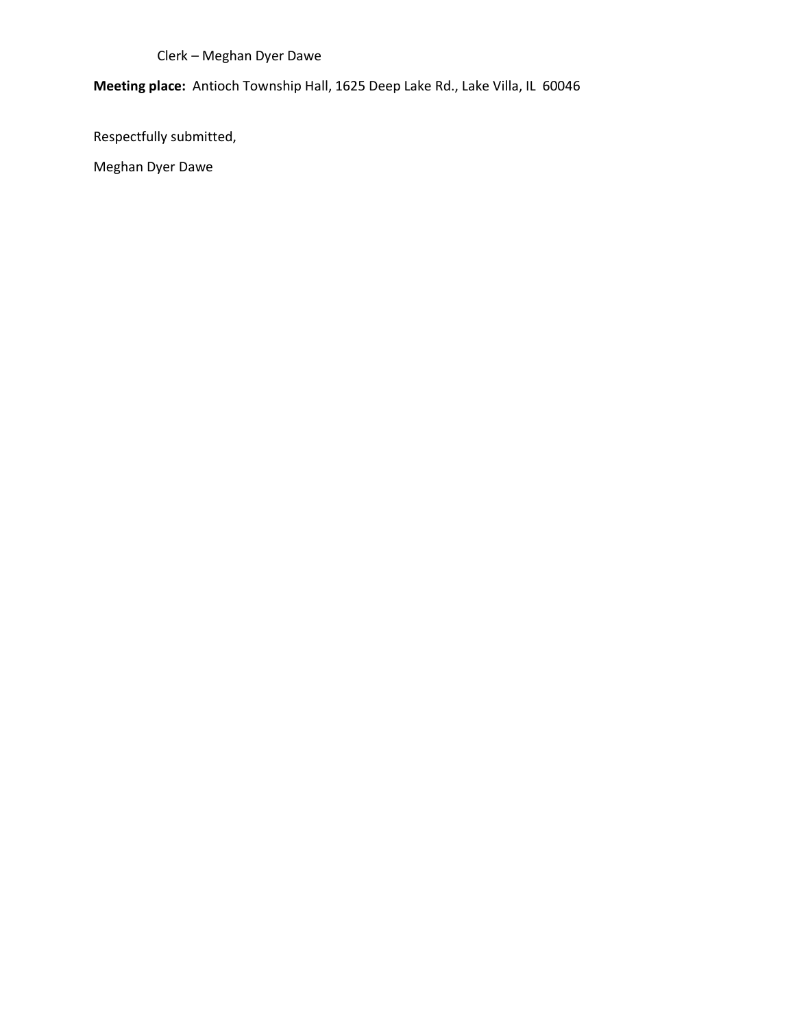Clerk – Meghan Dyer Dawe

**Meeting place:** Antioch Township Hall, 1625 Deep Lake Rd., Lake Villa, IL 60046

Respectfully submitted,

Meghan Dyer Dawe